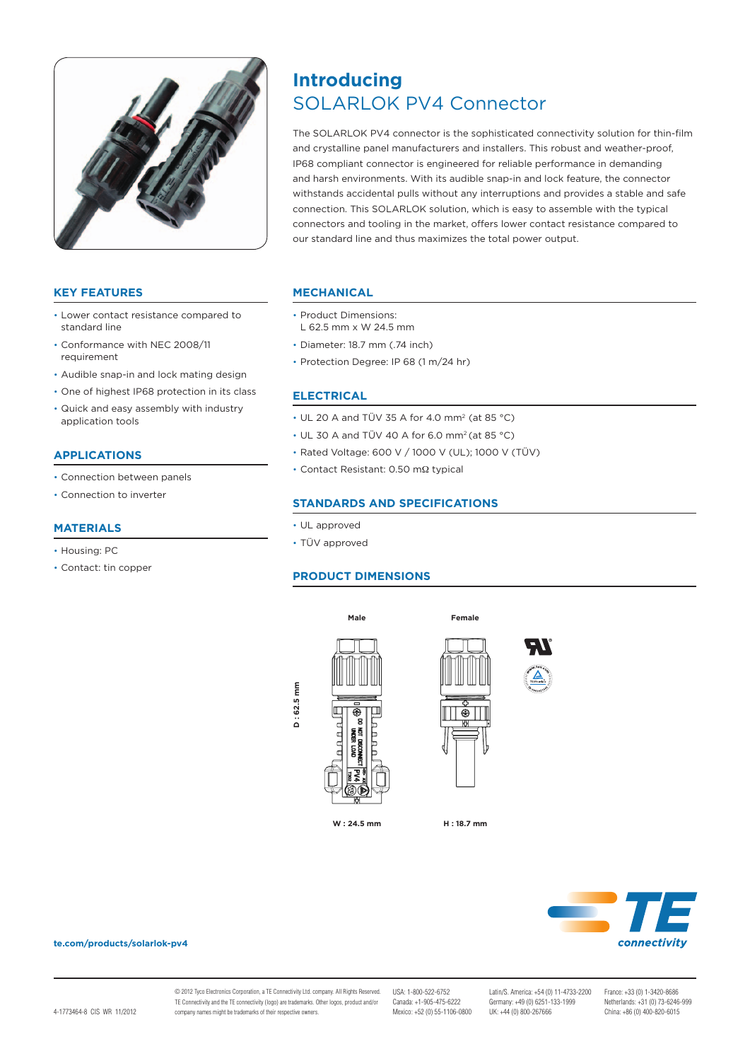# Introducing
## SOLARLOK PV4 Connector

The SOLARLOK PV4 connector is the sophisticated connectivity solution for thin-film and crystalline panel manufacturers and installers. This robust and weather-proof, IP68 compliant connector is engineered for reliable performance in demanding and harsh environments. With its audible snap-in and lock feature, the connector withstands accidental pulls without any interruptions and provides a stable and safe connection. This SOLARLOK solution, which is easy to assemble with the typical connectors and tooling in the market, offers lower contact resistance compared to our standard line and thus maximizes the total power output.

### KEY FEATURES

- Lower contact resistance compared to standard line
- Conformance with NEC 2008/11 requirement
- Audible snap-in and lock mating design
- One of highest IP68 protection in its class
- Quick and easy assembly with industry application tools

### APPLICATIONS

- Connection between panels
- Connection to inverter

### MATERIALS

- Housing: PC
- Contact: tin copper

### MECHANICAL

- Product Dimensions: L 62.5 mm x W 24.5 mm
- Diameter: 18.7 mm (.74 inch)
- Protection Degree: IP 68 (1 m/24 hr)

### ELECTRICAL

- UL 20 A and TÜV 35 A for 4.0 $mm^2$ (at 85 °C)
- UL 30 A and TÜV 40 A for 6.0 $mm^2$ (at 85 °C)
- Rated Voltage: 600 V / 1000 V (UL); 1000 V (TÜV)
- Contact Resistant: 0.50 mΩ typical

### STANDARDS AND SPECIFICATIONS

- UL approved
- TÜV approved

### PRODUCT DIMENSIONS

Male — Female

D : 62.5 mm

W : 24.5 mm — H : 18.7 mm

te.com/products/solarlok-pv4

4-1773464-8 CIS WR 11/2012

© 2012 Tyco Electronics Corporation, a TE Connectivity Ltd. company. All Rights Reserved. TE Connectivity and the TE connectivity (logo) are trademarks. Other logos, product and/or company names might be trademarks of their respective owners.

USA: 1-800-522-6752
Canada: +1-905-475-6222
Mexico: +52 (0) 55-1106-0800

Latin/S. America: +54 (0) 11-4733-2200
Germany: +49 (0) 6251-133-1999
UK: +44 (0) 800-267666

France: +33 (0) 1-3420-8686
Netherlands: +31 (0) 73-6246-999
China: +86 (0) 400-820-6015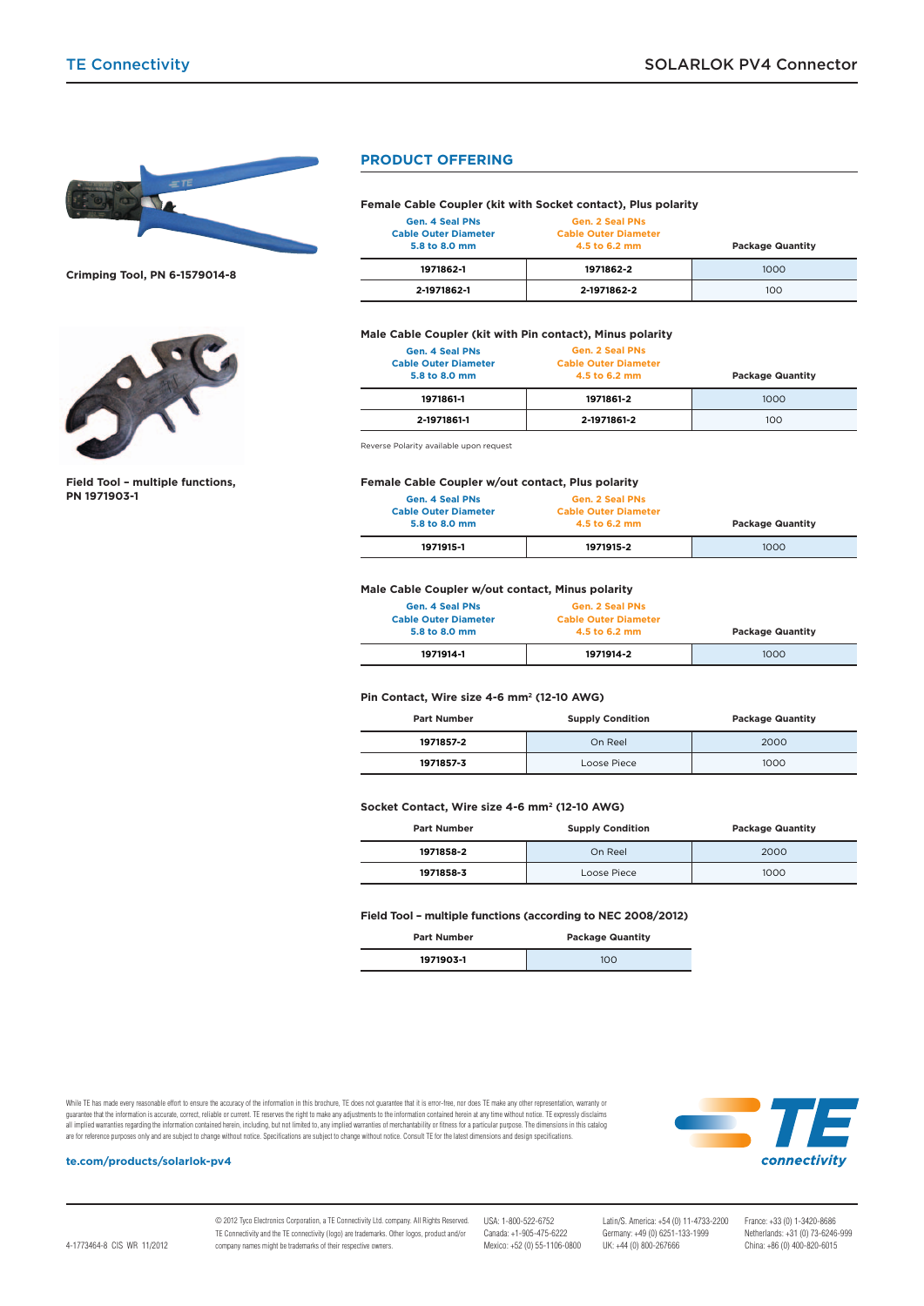Crimping Tool, PN 6-1579014-8

Field Tool – multiple functions, PN 1971903-1

## PRODUCT OFFERING

### Female Cable Coupler (kit with Socket contact), Plus polarity

| Gen. 4 Seal PNs Cable Outer Diameter 5.8 to 8.0 mm | Gen. 2 Seal PNs Cable Outer Diameter 4.5 to 6.2 mm | Package Quantity |
|---|---|---|
| 1971862-1 | 1971862-2 | 1000 |
| 2-1971862-1 | 2-1971862-2 | 100 |

### Male Cable Coupler (kit with Pin contact), Minus polarity

| Gen. 4 Seal PNs Cable Outer Diameter 5.8 to 8.0 mm | Gen. 2 Seal PNs Cable Outer Diameter 4.5 to 6.2 mm | Package Quantity |
|---|---|---|
| 1971861-1 | 1971861-2 | 1000 |
| 2-1971861-1 | 2-1971861-2 | 100 |

Reverse Polarity available upon request

### Female Cable Coupler w/out contact, Plus polarity

| Gen. 4 Seal PNs Cable Outer Diameter 5.8 to 8.0 mm | Gen. 2 Seal PNs Cable Outer Diameter 4.5 to 6.2 mm | Package Quantity |
|---|---|---|
| 1971915-1 | 1971915-2 | 1000 |

### Male Cable Coupler w/out contact, Minus polarity

| Gen. 4 Seal PNs Cable Outer Diameter 5.8 to 8.0 mm | Gen. 2 Seal PNs Cable Outer Diameter 4.5 to 6.2 mm | Package Quantity |
|---|---|---|
| 1971914-1 | 1971914-2 | 1000 |

### Pin Contact, Wire size 4-6 mm² (12-10 AWG)

| Part Number | Supply Condition | Package Quantity |
|---|---|---|
| 1971857-2 | On Reel | 2000 |
| 1971857-3 | Loose Piece | 1000 |

### Socket Contact, Wire size 4-6 mm² (12-10 AWG)

| Part Number | Supply Condition | Package Quantity |
|---|---|---|
| 1971858-2 | On Reel | 2000 |
| 1971858-3 | Loose Piece | 1000 |

### Field Tool – multiple functions (according to NEC 2008/2012)

| Part Number | Package Quantity |
|---|---|
| 1971903-1 | 100 |

While TE has made every reasonable effort to ensure the accuracy of the information in this brochure, TE does not guarantee that it is error-free, nor does TE make any other representation, warranty or guarantee that the information is accurate, correct, reliable or current. TE reserves the right to make any adjustments to the information contained herein at any time without notice. TE expressly disclaims all implied warranties regarding the information contained herein, including, but not limited to, any implied warranties of merchantability or fitness for a particular purpose. The dimensions in this catalog are for reference purposes only and are subject to change without notice. Specifications are subject to change without notice. Consult TE for the latest dimensions and design specifications.

te.com/products/solarlok-pv4

4-1773464-8 CIS WR 11/2012

© 2012 Tyco Electronics Corporation, a TE Connectivity Ltd. company. All Rights Reserved. TE Connectivity and the TE connectivity (logo) are trademarks. Other logos, product and/or company names might be trademarks of their respective owners.

USA: 1-800-522-6752
Canada: +1-905-475-6222
Mexico: +52 (0) 55-1106-0800

Latin/S. America: +54 (0) 11-4733-2200
Germany: +49 (0) 6251-133-1999
UK: +44 (0) 800-267666

France: +33 (0) 1-3420-8686
Netherlands: +31 (0) 73-6246-999
China: +86 (0) 400-820-6015